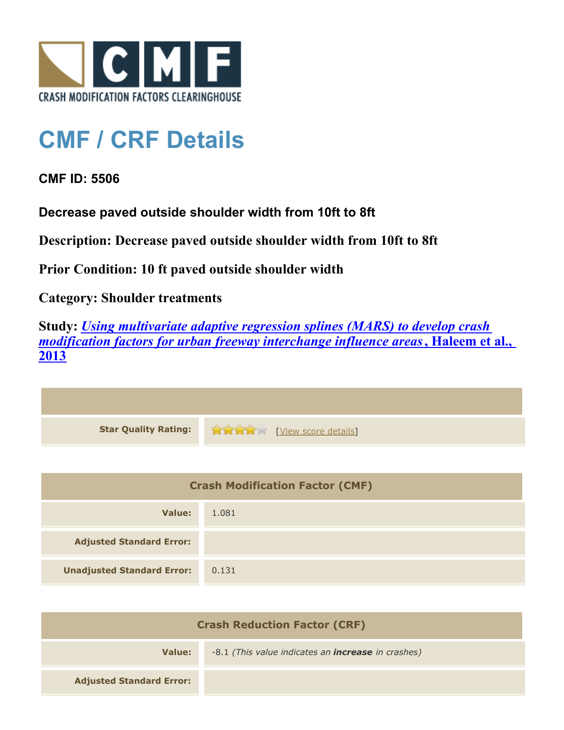CRASH MODIFICATION FACTORS CLEARINGHOUSE

# CMF / CRF Details

**CMF ID: 5506**

**Decrease paved outside shoulder width from 10ft to 8ft**

**Description: Decrease paved outside shoulder width from 10ft to 8ft**

**Prior Condition: 10 ft paved outside shoulder width**

**Category: Shoulder treatments**

**Study: *Using multivariate adaptive regression splines (MARS) to develop crash modification factors for urban freeway interchange influence areas*, Haleem et al., 2013**

| | |
|---|---|
| **Star Quality Rating:** | [View score details] |

| Crash Modification Factor (CMF) | |
|---|---|
| **Value:** | 1.081 |
| **Adjusted Standard Error:** | |
| **Unadjusted Standard Error:** | 0.131 |

| Crash Reduction Factor (CRF) | |
|---|---|
| **Value:** | -8.1 *(This value indicates an **increase** in crashes)* |
| **Adjusted Standard Error:** | |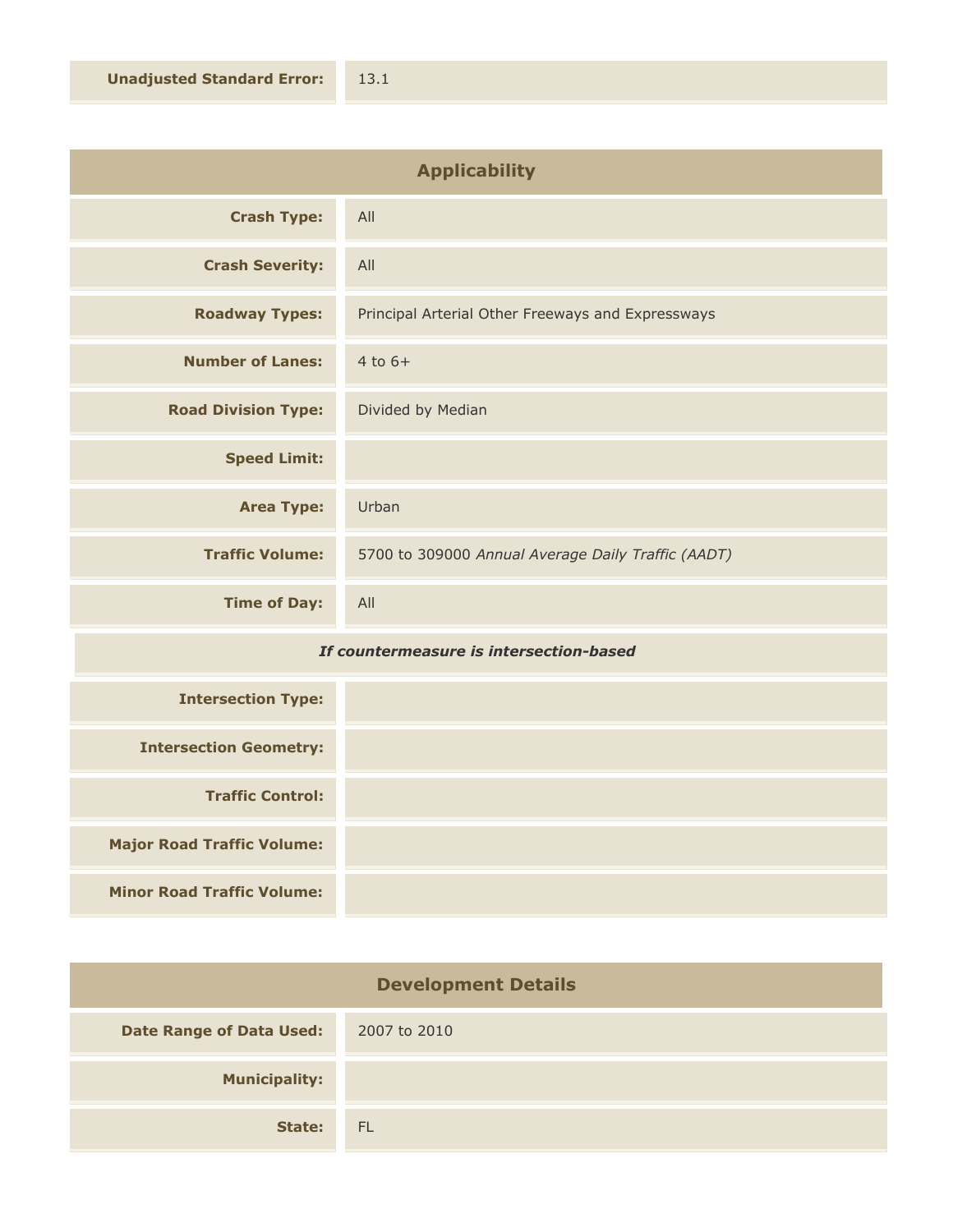| **Unadjusted Standard Error:** | 13.1 |
| --- | --- |

| Applicability | |
| --- | --- |
| **Crash Type:** | All |
| **Crash Severity:** | All |
| **Roadway Types:** | Principal Arterial Other Freeways and Expressways |
| **Number of Lanes:** | 4 to 6+ |
| **Road Division Type:** | Divided by Median |
| **Speed Limit:** | |
| **Area Type:** | Urban |
| **Traffic Volume:** | 5700 to 309000 *Annual Average Daily Traffic (AADT)* |
| **Time of Day:** | All |
| ***If countermeasure is intersection-based*** | |
| **Intersection Type:** | |
| **Intersection Geometry:** | |
| **Traffic Control:** | |
| **Major Road Traffic Volume:** | |
| **Minor Road Traffic Volume:** | |

| Development Details | |
| --- | --- |
| **Date Range of Data Used:** | 2007 to 2010 |
| **Municipality:** | |
| **State:** | FL |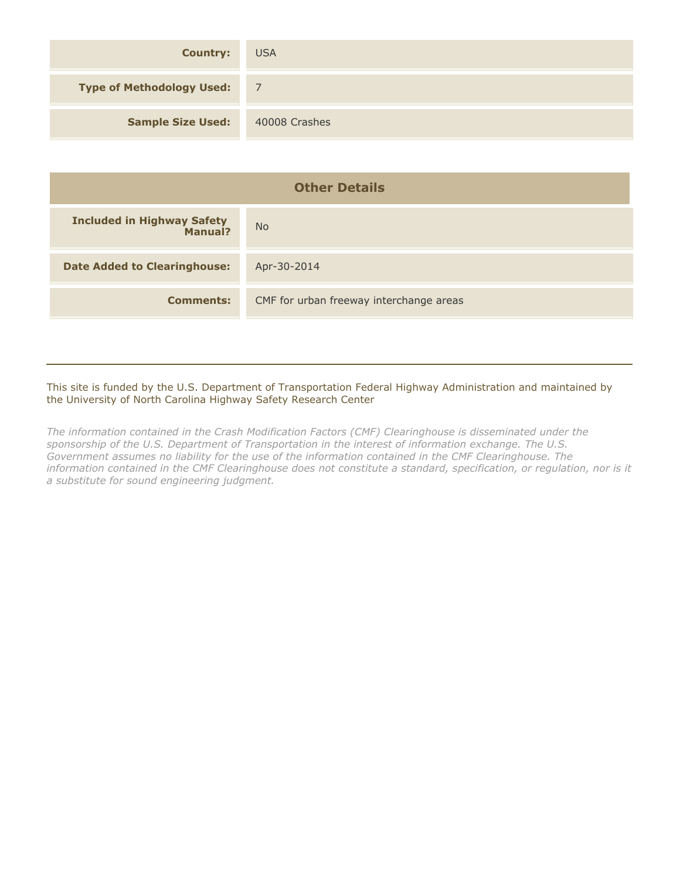| | |
|---|---|
| **Country:** | USA |
| **Type of Methodology Used:** | 7 |
| **Sample Size Used:** | 40008 Crashes |

## Other Details

| | |
|---|---|
| **Included in Highway Safety Manual?** | No |
| **Date Added to Clearinghouse:** | Apr-30-2014 |
| **Comments:** | CMF for urban freeway interchange areas |

---

This site is funded by the U.S. Department of Transportation Federal Highway Administration and maintained by the University of North Carolina Highway Safety Research Center

*The information contained in the Crash Modification Factors (CMF) Clearinghouse is disseminated under the sponsorship of the U.S. Department of Transportation in the interest of information exchange. The U.S. Government assumes no liability for the use of the information contained in the CMF Clearinghouse. The information contained in the CMF Clearinghouse does not constitute a standard, specification, or regulation, nor is it a substitute for sound engineering judgment.*